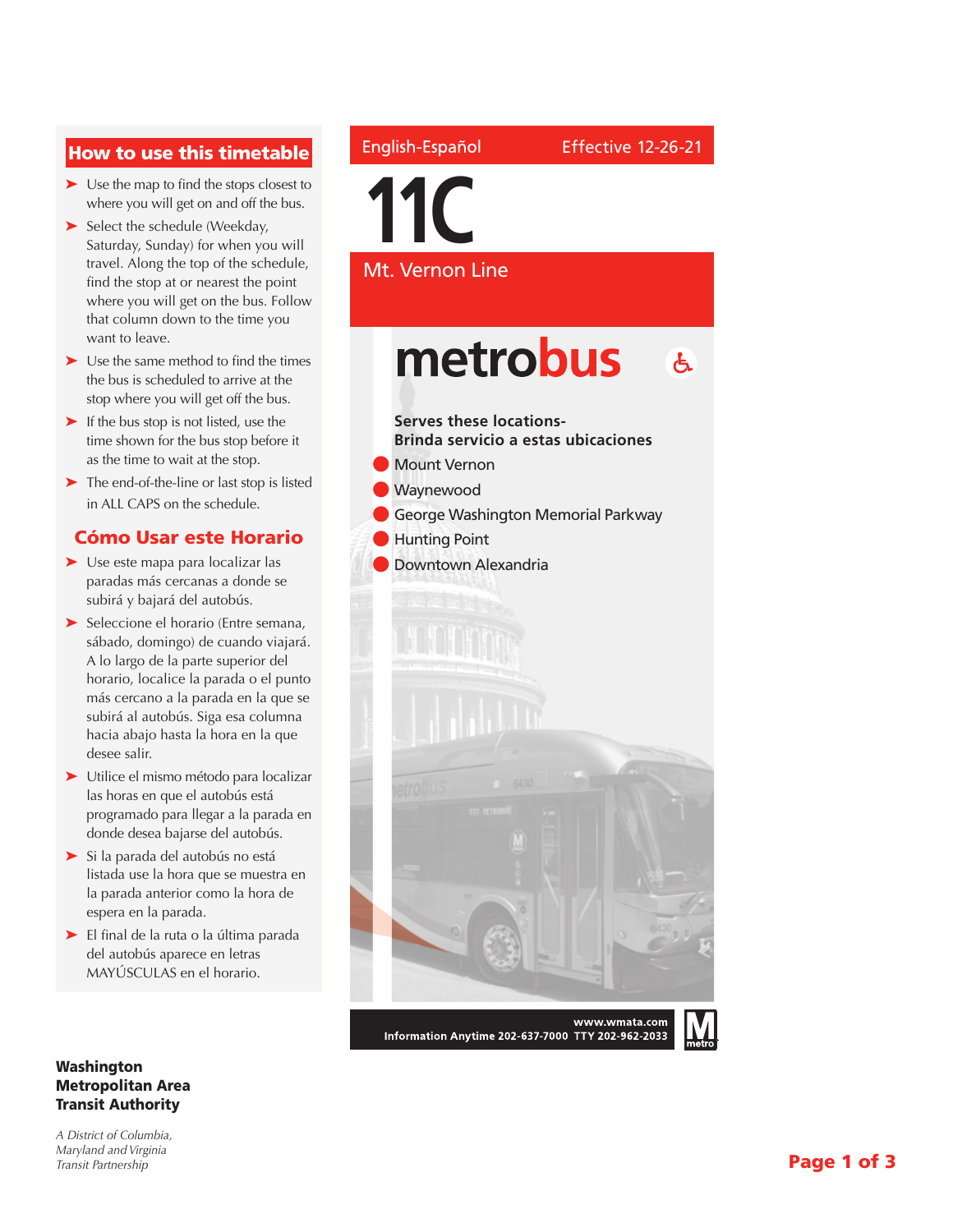English-Español Effective 12-26-21

# 11C

## Mt. Vernon Line

**metrobus**

**Serves these locations-**
**Brinda servicio a estas ubicaciones**

- Mount Vernon
- Waynewood
- George Washington Memorial Parkway
- Hunting Point
- Downtown Alexandria

**www.wmata.com**
**Information Anytime 202-637-7000 TTY 202-962-2033**

## How to use this timetable

- Use the map to find the stops closest to where you will get on and off the bus.
- Select the schedule (Weekday, Saturday, Sunday) for when you will travel. Along the top of the schedule, find the stop at or nearest the point where you will get on the bus. Follow that column down to the time you want to leave.
- Use the same method to find the times the bus is scheduled to arrive at the stop where you will get off the bus.
- If the bus stop is not listed, use the time shown for the bus stop before it as the time to wait at the stop.
- The end-of-the-line or last stop is listed in ALL CAPS on the schedule.

## Cómo Usar este Horario

- Use este mapa para localizar las paradas más cercanas a donde se subirá y bajará del autobús.
- Seleccione el horario (Entre semana, sábado, domingo) de cuando viajará. A lo largo de la parte superior del horario, localice la parada o el punto más cercano a la parada en la que se subirá al autobús. Siga esa columna hacia abajo hasta la hora en la que desee salir.
- Utilice el mismo método para localizar las horas en que el autobús está programado para llegar a la parada en donde desea bajarse del autobús.
- Si la parada del autobús no está listada use la hora que se muestra en la parada anterior como la hora de espera en la parada.
- El final de la ruta o la última parada del autobús aparece en letras MAYÚSCULAS en el horario.

**Washington Metropolitan Area Transit Authority**

*A District of Columbia, Maryland and Virginia Transit Partnership*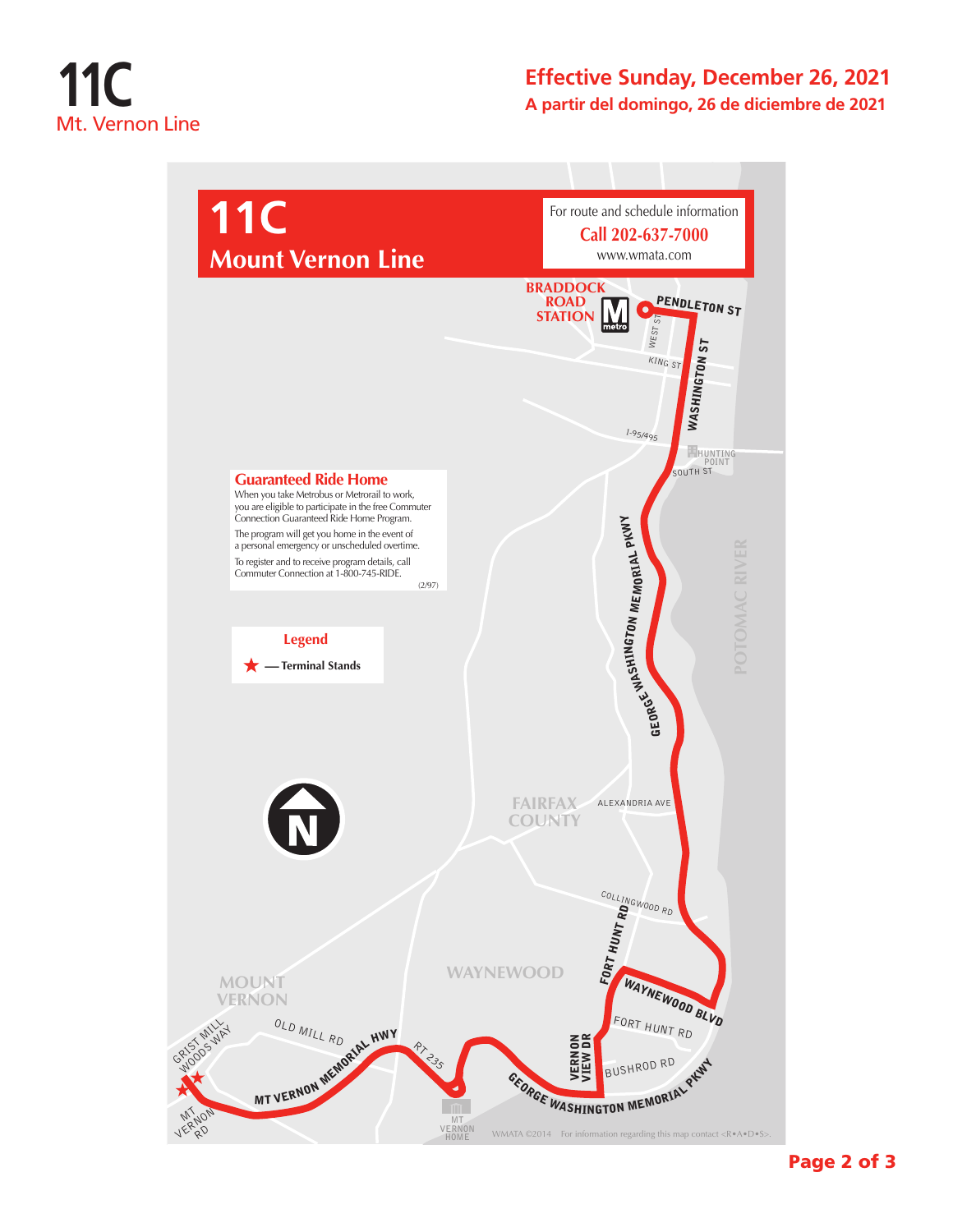# 11C
Mt. Vernon Line

**Effective Sunday, December 26, 2021**
**A partir del domingo, 26 de diciembre de 2021**

## 11C
## Mount Vernon Line

For route and schedule information
**Call 202-637-7000**
www.wmata.com

BRADDOCK ROAD STATION

PENDLETON ST

WEST ST

KING ST

WASHINGTON ST

I-95/495

HUNTING POINT

SOUTH ST

GEORGE WASHINGTON MEMORIAL PKWY

POTOMAC RIVER

### Guaranteed Ride Home

When you take Metrobus or Metrorail to work, you are eligible to participate in the free Commuter Connection Guaranteed Ride Home Program.

The program will get you home in the event of a personal emergency or unscheduled overtime.

To register and to receive program details, call Commuter Connection at 1-800-745-RIDE.

(2/97)

### Legend

★ — Terminal Stands

FAIRFAX COUNTY

ALEXANDRIA AVE

COLLINGWOOD RD

FORT HUNT RD

WAYNEWOOD

WAYNEWOOD BLVD

MOUNT VERNON

GRIST MILL WOODS WAY

OLD MILL RD

MT VERNON MEMORIAL HWY

RT 235

VERNON VIEW DR

FORT HUNT RD

BUSHROD RD

GEORGE WASHINGTON MEMORIAL PKWY

MT VERNON RD

MT VERNON HOME

WMATA ©2014 For information regarding this map contact <R•A•D•S>.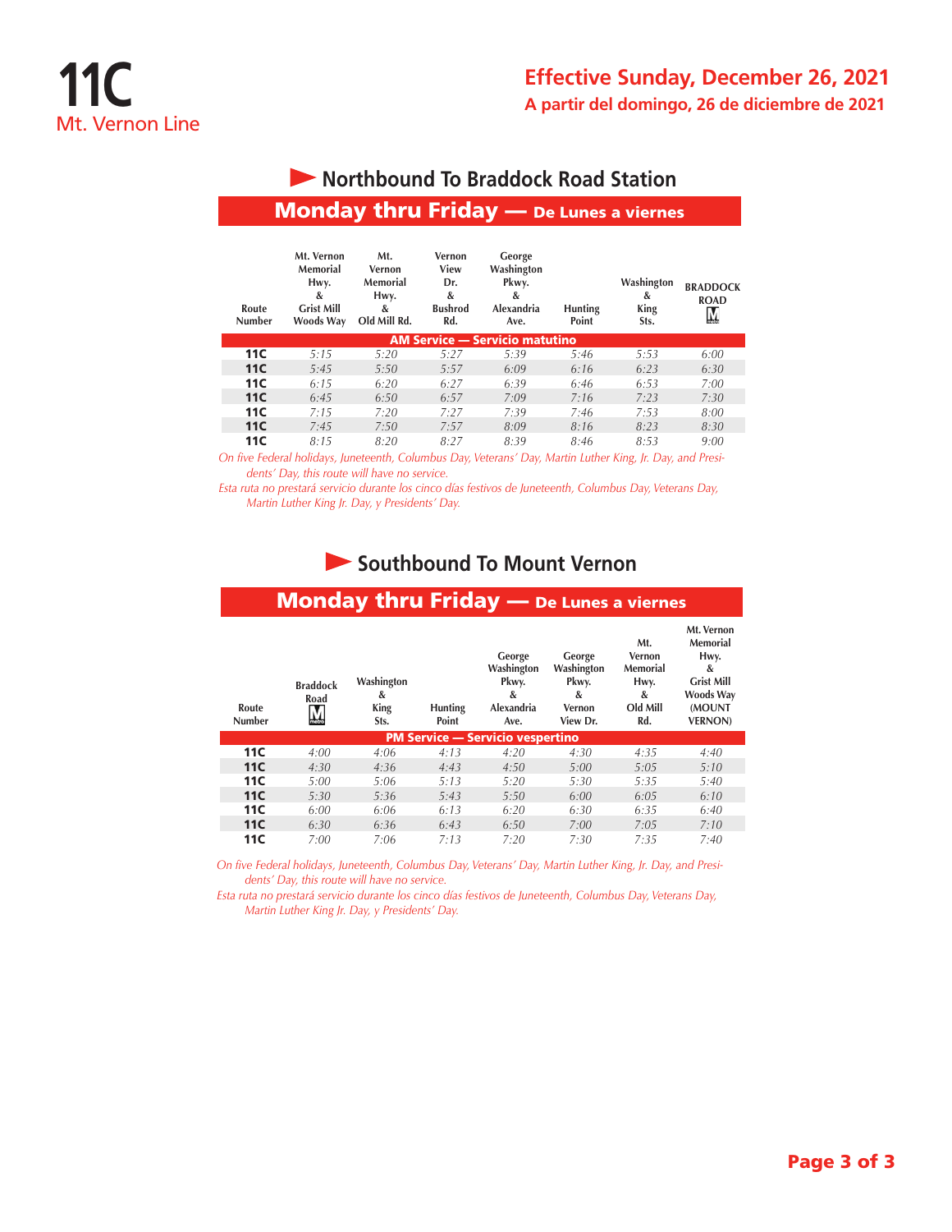# 11C

Mt. Vernon Line

**Effective Sunday, December 26, 2021**

**A partir del domingo, 26 de diciembre de 2021**

## Northbound To Braddock Road Station

### Monday thru Friday — De Lunes a viernes

| Route Number | Mt. Vernon Memorial Hwy. & Grist Mill Woods Way | Mt. Vernon Memorial Hwy. & Old Mill Rd. | Vernon View Dr. & Bushrod Rd. | George Washington Pkwy. & Alexandria Ave. | Hunting Point | Washington & King Sts. | BRADDOCK ROAD |
|---|---|---|---|---|---|---|---|
| | | | AM Service — Servicio matutino | | | | |
| 11C | 5:15 | 5:20 | 5:27 | 5:39 | 5:46 | 5:53 | 6:00 |
| 11C | 5:45 | 5:50 | 5:57 | 6:09 | 6:16 | 6:23 | 6:30 |
| 11C | 6:15 | 6:20 | 6:27 | 6:39 | 6:46 | 6:53 | 7:00 |
| 11C | 6:45 | 6:50 | 6:57 | 7:09 | 7:16 | 7:23 | 7:30 |
| 11C | 7:15 | 7:20 | 7:27 | 7:39 | 7:46 | 7:53 | 8:00 |
| 11C | 7:45 | 7:50 | 7:57 | 8:09 | 8:16 | 8:23 | 8:30 |
| 11C | 8:15 | 8:20 | 8:27 | 8:39 | 8:46 | 8:53 | 9:00 |

*On five Federal holidays, Juneteenth, Columbus Day, Veterans' Day, Martin Luther King, Jr. Day, and Presidents' Day, this route will have no service.*

*Esta ruta no prestará servicio durante los cinco días festivos de Juneteenth, Columbus Day, Veterans Day, Martin Luther King Jr. Day, y Presidents' Day.*

## Southbound To Mount Vernon

### Monday thru Friday — De Lunes a viernes

| Route Number | Braddock Road | Washington & King Sts. | Hunting Point | George Washington Pkwy. & Alexandria Ave. | George Washington Pkwy. & Vernon View Dr. | Mt. Vernon Memorial Hwy. & Old Mill Rd. | Mt. Vernon Memorial Hwy. & Grist Mill Woods Way (MOUNT VERNON) |
|---|---|---|---|---|---|---|---|
| | | | PM Service — Servicio vespertino | | | | |
| 11C | 4:00 | 4:06 | 4:13 | 4:20 | 4:30 | 4:35 | 4:40 |
| 11C | 4:30 | 4:36 | 4:43 | 4:50 | 5:00 | 5:05 | 5:10 |
| 11C | 5:00 | 5:06 | 5:13 | 5:20 | 5:30 | 5:35 | 5:40 |
| 11C | 5:30 | 5:36 | 5:43 | 5:50 | 6:00 | 6:05 | 6:10 |
| 11C | 6:00 | 6:06 | 6:13 | 6:20 | 6:30 | 6:35 | 6:40 |
| 11C | 6:30 | 6:36 | 6:43 | 6:50 | 7:00 | 7:05 | 7:10 |
| 11C | 7:00 | 7:06 | 7:13 | 7:20 | 7:30 | 7:35 | 7:40 |

*On five Federal holidays, Juneteenth, Columbus Day, Veterans' Day, Martin Luther King, Jr. Day, and Presidents' Day, this route will have no service.*

*Esta ruta no prestará servicio durante los cinco días festivos de Juneteenth, Columbus Day, Veterans Day, Martin Luther King Jr. Day, y Presidents' Day.*